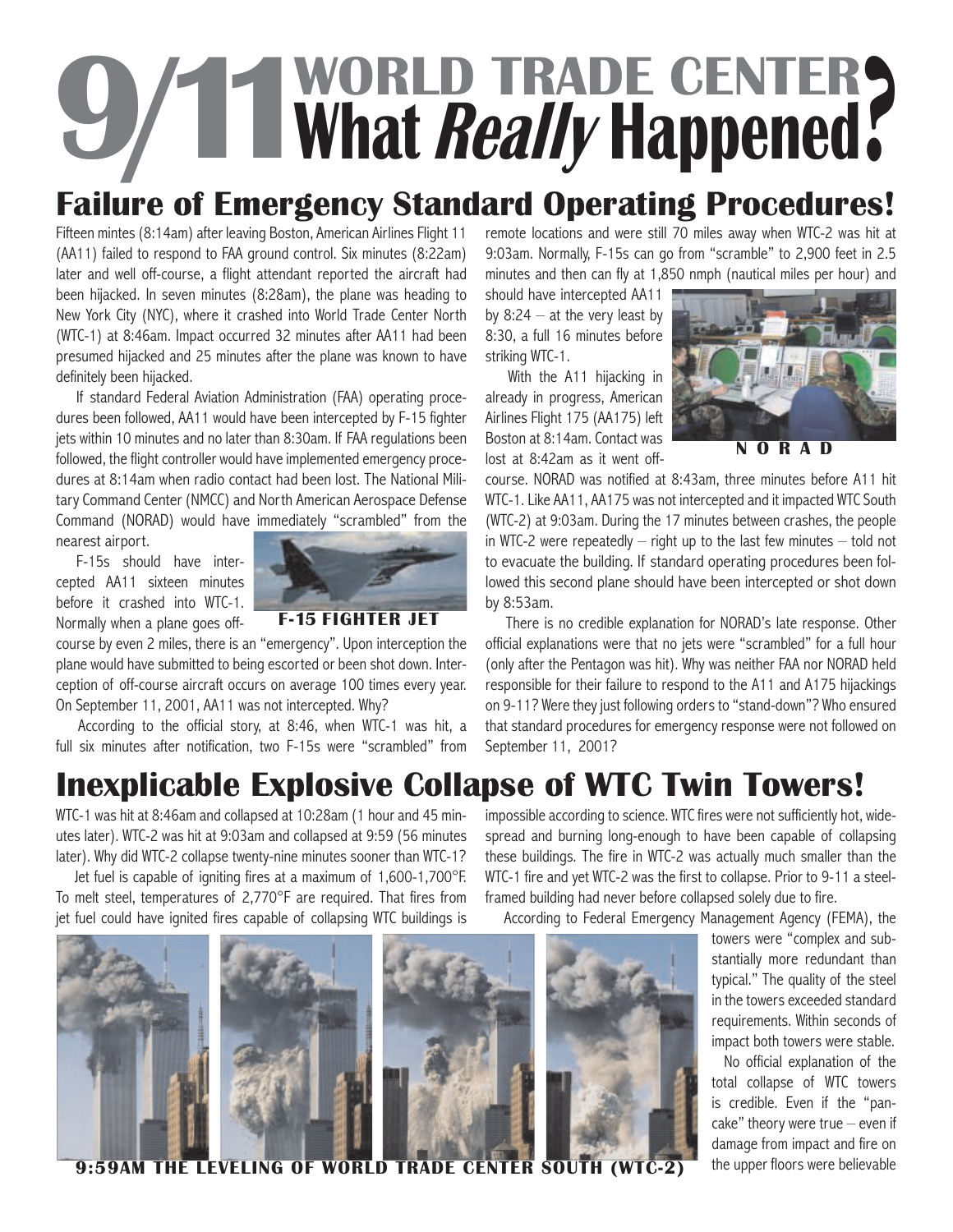# 9/11 WORLD TRADE CENTER What *Really* Happened?

## Failure of Emergency Standard Operating Procedures!

Fifteen mintes (8:14am) after leaving Boston, American Airlines Flight 11 (AA11) failed to respond to FAA ground control. Six minutes (8:22am) later and well off-course, a flight attendant reported the aircraft had been hijacked. In seven minutes (8:28am), the plane was heading to New York City (NYC), where it crashed into World Trade Center North (WTC-1) at 8:46am. Impact occurred 32 minutes after AA11 had been presumed hijacked and 25 minutes after the plane was known to have definitely been hijacked.

If standard Federal Aviation Administration (FAA) operating procedures been followed, AA11 would have been intercepted by F-15 fighter jets within 10 minutes and no later than 8:30am. If FAA regulations been followed, the flight controller would have implemented emergency procedures at 8:14am when radio contact had been lost. The National Military Command Center (NMCC) and North American Aerospace Defense Command (NORAD) would have immediately "scrambled" from the nearest airport.

F-15s should have intercepted AA11 sixteen minutes before it crashed into WTC-1. Normally when a plane goes off-course by even 2 miles, there is an "emergency". Upon interception the plane would have submitted to being escorted or been shot down. Interception of off-course aircraft occurs on average 100 times every year. On September 11, 2001, AA11 was not intercepted. Why?

**F-15 FIGHTER JET**

According to the official story, at 8:46, when WTC-1 was hit, a full six minutes after notification, two F-15s were "scrambled" from remote locations and were still 70 miles away when WTC-2 was hit at 9:03am. Normally, F-15s can go from "scramble" to 2,900 feet in 2.5 minutes and then can fly at 1,850 nmph (nautical miles per hour) and should have intercepted AA11 by 8:24 – at the very least by 8:30, a full 16 minutes before striking WTC-1.

**NORAD**

With the A11 hijacking in already in progress, American Airlines Flight 175 (AA175) left Boston at 8:14am. Contact was lost at 8:42am as it went off-course. NORAD was notified at 8:43am, three minutes before A11 hit WTC-1. Like AA11, AA175 was not intercepted and it impacted WTC South (WTC-2) at 9:03am. During the 17 minutes between crashes, the people in WTC-2 were repeatedly – right up to the last few minutes – told not to evacuate the building. If standard operating procedures been followed this second plane should have been intercepted or shot down by 8:53am.

There is no credible explanation for NORAD's late response. Other official explanations were that no jets were "scrambled" for a full hour (only after the Pentagon was hit). Why was neither FAA nor NORAD held responsible for their failure to respond to the A11 and A175 hijackings on 9-11? Were they just following orders to "stand-down"? Who ensured that standard procedures for emergency response were not followed on September 11, 2001?

## Inexplicable Explosive Collapse of WTC Twin Towers!

WTC-1 was hit at 8:46am and collapsed at 10:28am (1 hour and 45 minutes later). WTC-2 was hit at 9:03am and collapsed at 9:59 (56 minutes later). Why did WTC-2 collapse twenty-nine minutes sooner than WTC-1?

Jet fuel is capable of igniting fires at a maximum of 1,600-1,700°F. To melt steel, temperatures of 2,770°F are required. That fires from jet fuel could have ignited fires capable of collapsing WTC buildings is impossible according to science. WTC fires were not sufficiently hot, widespread and burning long-enough to have been capable of collapsing these buildings. The fire in WTC-2 was actually much smaller than the WTC-1 fire and yet WTC-2 was the first to collapse. Prior to 9-11 a steel-framed building had never before collapsed solely due to fire.

According to Federal Emergency Management Agency (FEMA), the towers were "complex and substantially more redundant than typical." The quality of the steel in the towers exceeded standard requirements. Within seconds of impact both towers were stable.

**9:59AM THE LEVELING OF WORLD TRADE CENTER SOUTH (WTC-2)**

No official explanation of the total collapse of WTC towers is credible. Even if the "pancake" theory were true – even if damage from impact and fire on the upper floors were believable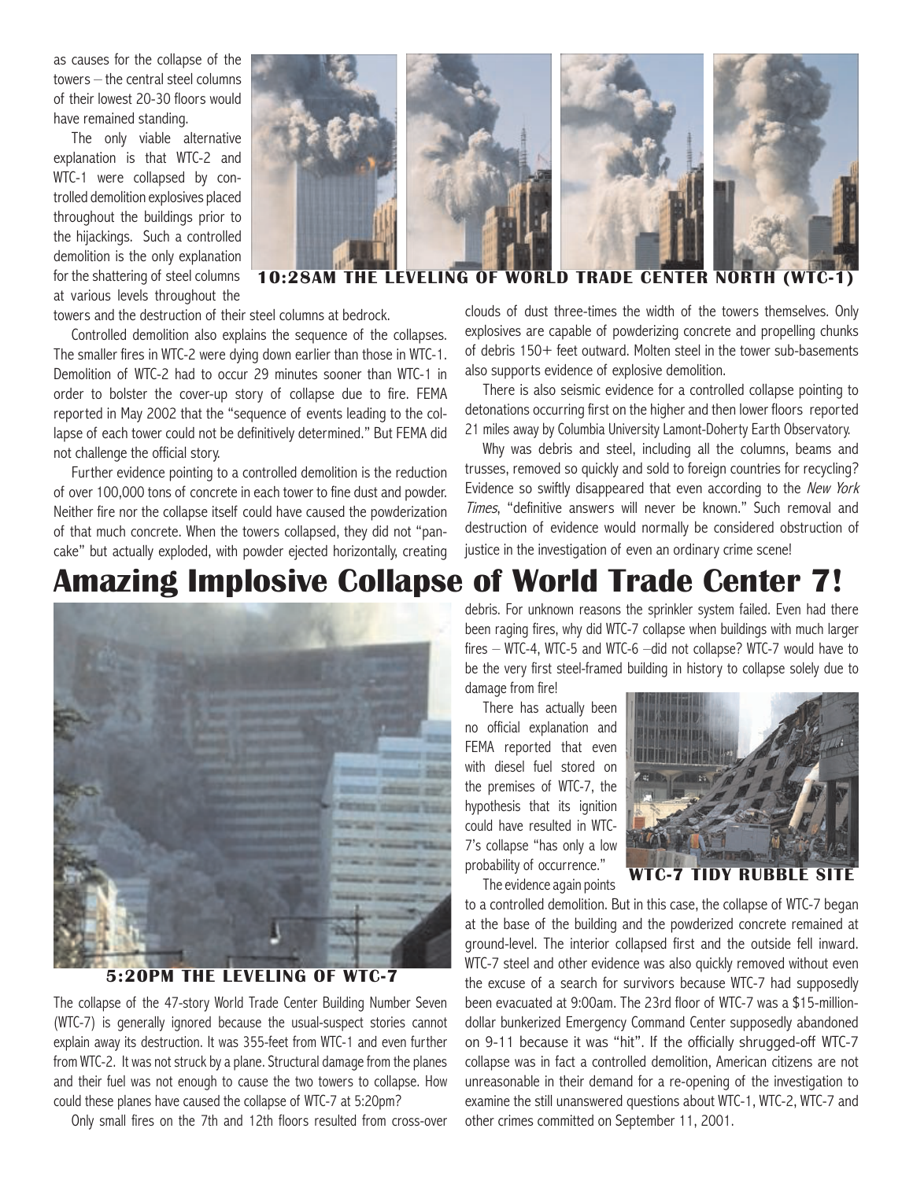as causes for the collapse of the towers – the central steel columns of their lowest 20-30 floors would have remained standing.

The only viable alternative explanation is that WTC-2 and WTC-1 were collapsed by controlled demolition explosives placed throughout the buildings prior to the hijackings. Such a controlled demolition is the only explanation for the shattering of steel columns at various levels throughout the towers and the destruction of their steel columns at bedrock.

**10:28AM THE LEVELING OF WORLD TRADE CENTER NORTH (WTC-1)**

Controlled demolition also explains the sequence of the collapses. The smaller fires in WTC-2 were dying down earlier than those in WTC-1. Demolition of WTC-2 had to occur 29 minutes sooner than WTC-1 in order to bolster the cover-up story of collapse due to fire. FEMA reported in May 2002 that the "sequence of events leading to the collapse of each tower could not be definitively determined." But FEMA did not challenge the official story.

Further evidence pointing to a controlled demolition is the reduction of over 100,000 tons of concrete in each tower to fine dust and powder. Neither fire nor the collapse itself could have caused the powderization of that much concrete. When the towers collapsed, they did not "pancake" but actually exploded, with powder ejected horizontally, creating clouds of dust three-times the width of the towers themselves. Only explosives are capable of powderizing concrete and propelling chunks of debris 150+ feet outward. Molten steel in the tower sub-basements also supports evidence of explosive demolition.

There is also seismic evidence for a controlled collapse pointing to detonations occurring first on the higher and then lower floors reported 21 miles away by Columbia University Lamont-Doherty Earth Observatory.

Why was debris and steel, including all the columns, beams and trusses, removed so quickly and sold to foreign countries for recycling? Evidence so swiftly disappeared that even according to the *New York Times*, "definitive answers will never be known." Such removal and destruction of evidence would normally be considered obstruction of justice in the investigation of even an ordinary crime scene!

# Amazing Implosive Collapse of World Trade Center 7!

**5:20PM THE LEVELING OF WTC-7**

The collapse of the 47-story World Trade Center Building Number Seven (WTC-7) is generally ignored because the usual-suspect stories cannot explain away its destruction. It was 355-feet from WTC-1 and even further from WTC-2. It was not struck by a plane. Structural damage from the planes and their fuel was not enough to cause the two towers to collapse. How could these planes have caused the collapse of WTC-7 at 5:20pm?

Only small fires on the 7th and 12th floors resulted from cross-over debris. For unknown reasons the sprinkler system failed. Even had there been raging fires, why did WTC-7 collapse when buildings with much larger fires – WTC-4, WTC-5 and WTC-6 –did not collapse? WTC-7 would have to be the very first steel-framed building in history to collapse solely due to damage from fire!

There has actually been no official explanation and FEMA reported that even with diesel fuel stored on the premises of WTC-7, the hypothesis that its ignition could have resulted in WTC-7's collapse "has only a low probability of occurrence."

**WTC-7 TIDY RUBBLE SITE**

The evidence again points to a controlled demolition. But in this case, the collapse of WTC-7 began at the base of the building and the powderized concrete remained at ground-level. The interior collapsed first and the outside fell inward. WTC-7 steel and other evidence was also quickly removed without even the excuse of a search for survivors because WTC-7 had supposedly been evacuated at 9:00am. The 23rd floor of WTC-7 was a $15-million-dollar bunkerized Emergency Command Center supposedly abandoned on 9-11 because it was "hit". If the officially shrugged-off WTC-7 collapse was in fact a controlled demolition, American citizens are not unreasonable in their demand for a re-opening of the investigation to examine the still unanswered questions about WTC-1, WTC-2, WTC-7 and other crimes committed on September 11, 2001.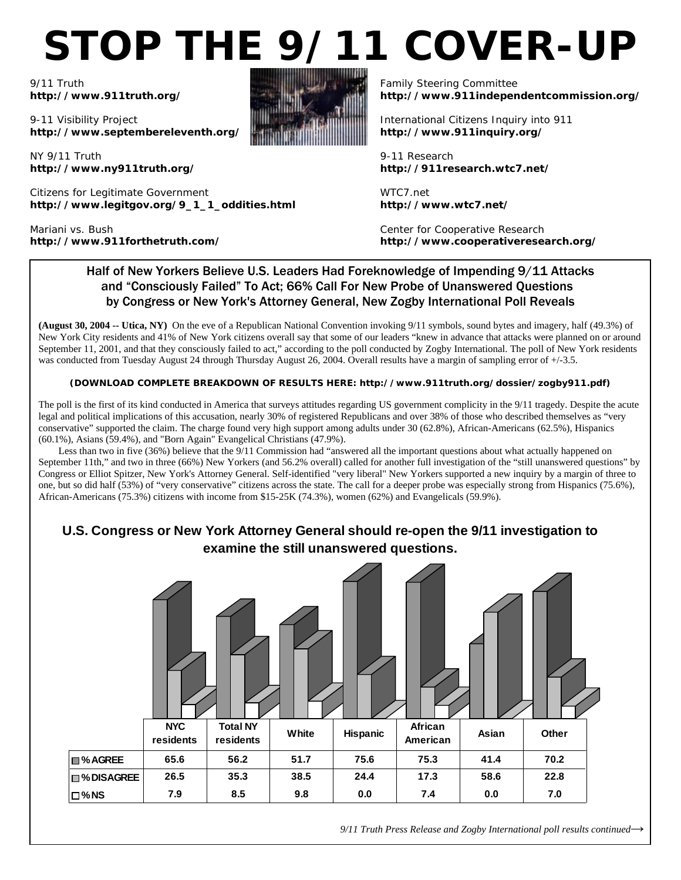# STOP THE 9/11 COVER-UP

9/11 Truth
**http://www.911truth.org/**

9-11 Visibility Project
**http://www.septembereleventh.org/**

NY 9/11 Truth
**http://www.ny911truth.org/**

Citizens for Legitimate Government
**http://www.legitgov.org/9_1_1_oddities.html**

Mariani vs. Bush
**http://www.911forthetruth.com/**

Family Steering Committee
**http://www.911independentcommission.org/**

International Citizens Inquiry into 911
**http://www.911inquiry.org/**

9-11 Research
**http://911research.wtc7.net/**

WTC7.net
**http://www.wtc7.net/**

Center for Cooperative Research
**http://www.cooperativeresearch.org/**

## Half of New Yorkers Believe U.S. Leaders Had Foreknowledge of Impending 9/11 Attacks and "Consciously Failed" To Act; 66% Call For New Probe of Unanswered Questions by Congress or New York's Attorney General, New Zogby International Poll Reveals

**(August 30, 2004 -- Utica, NY)** On the eve of a Republican National Convention invoking 9/11 symbols, sound bytes and imagery, half (49.3%) of New York City residents and 41% of New York citizens overall say that some of our leaders "knew in advance that attacks were planned on or around September 11, 2001, and that they consciously failed to act," according to the poll conducted by Zogby International. The poll of New York residents was conducted from Tuesday August 24 through Thursday August 26, 2004. Overall results have a margin of sampling error of +/-3.5.

**(DOWNLOAD COMPLETE BREAKDOWN OF RESULTS HERE: http://www.911truth.org/dossier/zogby911.pdf)**

The poll is the first of its kind conducted in America that surveys attitudes regarding US government complicity in the 9/11 tragedy. Despite the acute legal and political implications of this accusation, nearly 30% of registered Republicans and over 38% of those who described themselves as "very conservative" supported the claim. The charge found very high support among adults under 30 (62.8%), African-Americans (62.5%), Hispanics (60.1%), Asians (59.4%), and "Born Again" Evangelical Christians (47.9%).

Less than two in five (36%) believe that the 9/11 Commission had "answered all the important questions about what actually happened on September 11th," and two in three (66%) New Yorkers (and 56.2% overall) called for another full investigation of the "still unanswered questions" by Congress or Elliot Spitzer, New York's Attorney General. Self-identified "very liberal" New Yorkers supported a new inquiry by a margin of three to one, but so did half (53%) of "very conservative" citizens across the state. The call for a deeper probe was especially strong from Hispanics (75.6%), African-Americans (75.3%) citizens with income from $15-25K (74.3%), women (62%) and Evangelicals (59.9%).

### U.S. Congress or New York Attorney General should re-open the 9/11 investigation to examine the still unanswered questions.

| | NYC residents | Total NY residents | White | Hispanic | African American | Asian | Other |
|---|---|---|---|---|---|---|---|
| % AGREE | 65.6 | 56.2 | 51.7 | 75.6 | 75.3 | 41.4 | 70.2 |
| % DISAGREE | 26.5 | 35.3 | 38.5 | 24.4 | 17.3 | 58.6 | 22.8 |
| % NS | 7.9 | 8.5 | 9.8 | 0.0 | 7.4 | 0.0 | 7.0 |

*9/11 Truth Press Release and Zogby International poll results continued→*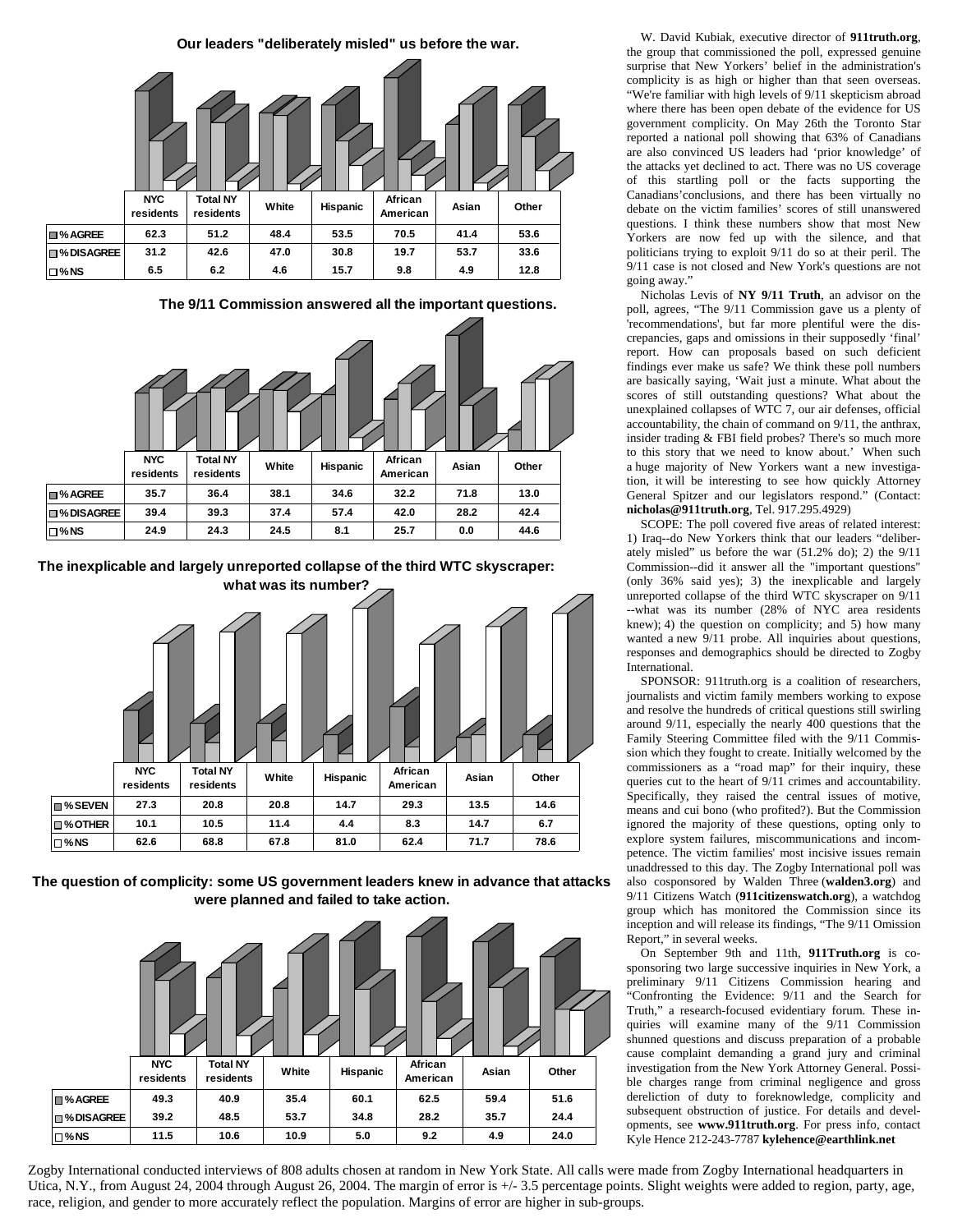**Our leaders "deliberately misled" us before the war.**

| | NYC residents | Total NY residents | White | Hispanic | African American | Asian | Other |
|---|---|---|---|---|---|---|---|
| % AGREE | 62.3 | 51.2 | 48.4 | 53.5 | 70.5 | 41.4 | 53.6 |
| % DISAGREE | 31.2 | 42.6 | 47.0 | 30.8 | 19.7 | 53.7 | 33.6 |
| % NS | 6.5 | 6.2 | 4.6 | 15.7 | 9.8 | 4.9 | 12.8 |

**The 9/11 Commission answered all the important questions.**

| | NYC residents | Total NY residents | White | Hispanic | African American | Asian | Other |
|---|---|---|---|---|---|---|---|
| % AGREE | 35.7 | 36.4 | 38.1 | 34.6 | 32.2 | 71.8 | 13.0 |
| % DISAGREE | 39.4 | 39.3 | 37.4 | 57.4 | 42.0 | 28.2 | 42.4 |
| % NS | 24.9 | 24.3 | 24.5 | 8.1 | 25.7 | 0.0 | 44.6 |

**The inexplicable and largely unreported collapse of the third WTC skyscraper: what was its number?**

| | NYC residents | Total NY residents | White | Hispanic | African American | Asian | Other |
|---|---|---|---|---|---|---|---|
| % SEVEN | 27.3 | 20.8 | 20.8 | 14.7 | 29.3 | 13.5 | 14.6 |
| % OTHER | 10.1 | 10.5 | 11.4 | 4.4 | 8.3 | 14.7 | 6.7 |
| % NS | 62.6 | 68.8 | 67.8 | 81.0 | 62.4 | 71.7 | 78.6 |

**The question of complicity: some US government leaders knew in advance that attacks were planned and failed to take action.**

| | NYC residents | Total NY residents | White | Hispanic | African American | Asian | Other |
|---|---|---|---|---|---|---|---|
| % AGREE | 49.3 | 40.9 | 35.4 | 60.1 | 62.5 | 59.4 | 51.6 |
| % DISAGREE | 39.2 | 48.5 | 53.7 | 34.8 | 28.2 | 35.7 | 24.4 |
| % NS | 11.5 | 10.6 | 10.9 | 5.0 | 9.2 | 4.9 | 24.0 |

W. David Kubiak, executive director of **911truth.org**, the group that commissioned the poll, expressed genuine surprise that New Yorkers' belief in the administration's complicity is as high or higher than that seen overseas. "We're familiar with high levels of 9/11 skepticism abroad where there has been open debate of the evidence for US government complicity. On May 26th the Toronto Star reported a national poll showing that 63% of Canadians are also convinced US leaders had 'prior knowledge' of the attacks yet declined to act. There was no US coverage of this startling poll or the facts supporting the Canadians'conclusions, and there has been virtually no debate on the victim families' scores of still unanswered questions. I think these numbers show that most New Yorkers are now fed up with the silence, and that politicians trying to exploit 9/11 do so at their peril. The 9/11 case is not closed and New York's questions are not going away."

Nicholas Levis of **NY 9/11 Truth**, an advisor on the poll, agrees, "The 9/11 Commission gave us a plenty of 'recommendations', but far more plentiful were the discrepancies, gaps and omissions in their supposedly 'final' report. How can proposals based on such deficient findings ever make us safe? We think these poll numbers are basically saying, 'Wait just a minute. What about the scores of still outstanding questions? What about the unexplained collapses of WTC 7, our air defenses, official accountability, the chain of command on 9/11, the anthrax, insider trading & FBI field probes? There's so much more to this story that we need to know about.' When such a huge majority of New Yorkers want a new investigation, it will be interesting to see how quickly Attorney General Spitzer and our legislators respond." (Contact: **nicholas@911truth.org**, Tel. 917.295.4929)

SCOPE: The poll covered five areas of related interest: 1) Iraq--do New Yorkers think that our leaders "deliberately misled" us before the war (51.2% do); 2) the 9/11 Commission--did it answer all the "important questions" (only 36% said yes); 3) the inexplicable and largely unreported collapse of the third WTC skyscraper on 9/11 --what was its number (28% of NYC area residents knew); 4) the question on complicity; and 5) how many wanted a new 9/11 probe. All inquiries about questions, responses and demographics should be directed to Zogby International.

SPONSOR: 911truth.org is a coalition of researchers, journalists and victim family members working to expose and resolve the hundreds of critical questions still swirling around 9/11, especially the nearly 400 questions that the Family Steering Committee filed with the 9/11 Commission which they fought to create. Initially welcomed by the commissioners as a "road map" for their inquiry, these queries cut to the heart of 9/11 crimes and accountability. Specifically, they raised the central issues of motive, means and cui bono (who profited?). But the Commission ignored the majority of these questions, opting only to explore system failures, miscommunications and incompetence. The victim families' most incisive issues remain unaddressed to this day. The Zogby International poll was also cosponsored by Walden Three (**walden3.org**) and 9/11 Citizens Watch (**911citizenswatch.org**), a watchdog group which has monitored the Commission since its inception and will release its findings, "The 9/11 Omission Report," in several weeks.

On September 9th and 11th, **911Truth.org** is co-sponsoring two large successive inquiries in New York, a preliminary 9/11 Citizens Commission hearing and "Confronting the Evidence: 9/11 and the Search for Truth," a research-focused evidentiary forum. These inquiries will examine many of the 9/11 Commission shunned questions and discuss preparation of a probable cause complaint demanding a grand jury and criminal investigation from the New York Attorney General. Possible charges range from criminal negligence and gross dereliction of duty to foreknowledge, complicity and subsequent obstruction of justice. For details and developments, see **www.911truth.org**. For press info, contact Kyle Hence 212-243-7787 **kylehence@earthlink.net**

Zogby International conducted interviews of 808 adults chosen at random in New York State. All calls were made from Zogby International headquarters in Utica, N.Y., from August 24, 2004 through August 26, 2004. The margin of error is +/- 3.5 percentage points. Slight weights were added to region, party, age, race, religion, and gender to more accurately reflect the population. Margins of error are higher in sub-groups.